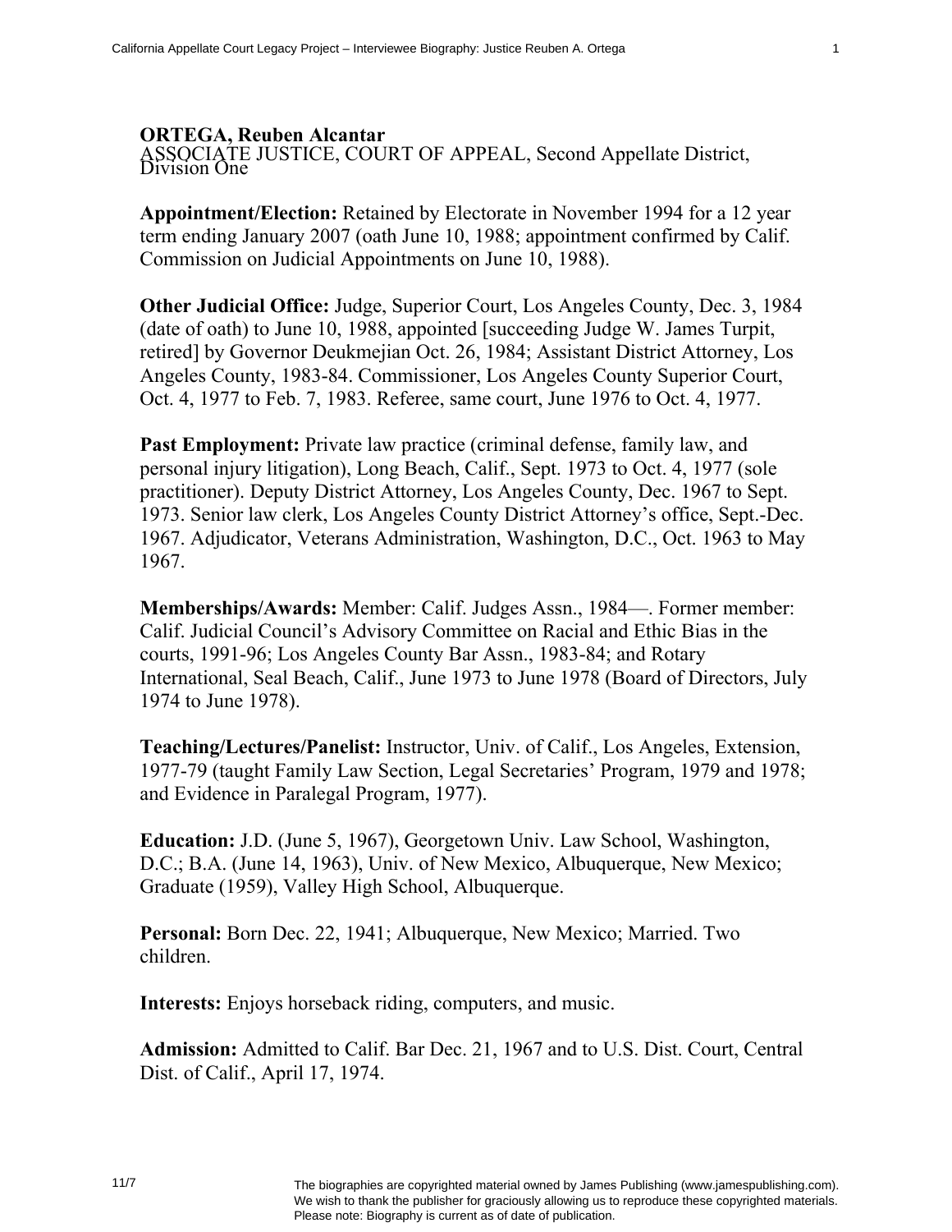**ORTEGA, Reuben Alcantar**
ASSOCIATE JUSTICE, COURT OF APPEAL, Second Appellate District, Division One

**Appointment/Election:** Retained by Electorate in November 1994 for a 12 year term ending January 2007 (oath June 10, 1988; appointment confirmed by Calif. Commission on Judicial Appointments on June 10, 1988).

**Other Judicial Office:** Judge, Superior Court, Los Angeles County, Dec. 3, 1984 (date of oath) to June 10, 1988, appointed [succeeding Judge W. James Turpit, retired] by Governor Deukmejian Oct. 26, 1984; Assistant District Attorney, Los Angeles County, 1983-84. Commissioner, Los Angeles County Superior Court, Oct. 4, 1977 to Feb. 7, 1983. Referee, same court, June 1976 to Oct. 4, 1977.

**Past Employment:** Private law practice (criminal defense, family law, and personal injury litigation), Long Beach, Calif., Sept. 1973 to Oct. 4, 1977 (sole practitioner). Deputy District Attorney, Los Angeles County, Dec. 1967 to Sept. 1973. Senior law clerk, Los Angeles County District Attorney's office, Sept.-Dec. 1967. Adjudicator, Veterans Administration, Washington, D.C., Oct. 1963 to May 1967.

**Memberships/Awards:** Member: Calif. Judges Assn., 1984—. Former member: Calif. Judicial Council's Advisory Committee on Racial and Ethic Bias in the courts, 1991-96; Los Angeles County Bar Assn., 1983-84; and Rotary International, Seal Beach, Calif., June 1973 to June 1978 (Board of Directors, July 1974 to June 1978).

**Teaching/Lectures/Panelist:** Instructor, Univ. of Calif., Los Angeles, Extension, 1977-79 (taught Family Law Section, Legal Secretaries' Program, 1979 and 1978; and Evidence in Paralegal Program, 1977).

**Education:** J.D. (June 5, 1967), Georgetown Univ. Law School, Washington, D.C.; B.A. (June 14, 1963), Univ. of New Mexico, Albuquerque, New Mexico; Graduate (1959), Valley High School, Albuquerque.

**Personal:** Born Dec. 22, 1941; Albuquerque, New Mexico; Married. Two children.

**Interests:** Enjoys horseback riding, computers, and music.

**Admission:** Admitted to Calif. Bar Dec. 21, 1967 and to U.S. Dist. Court, Central Dist. of Calif., April 17, 1974.

11/7

The biographies are copyrighted material owned by James Publishing (www.jamespublishing.com). We wish to thank the publisher for graciously allowing us to reproduce these copyrighted materials. Please note: Biography is current as of date of publication.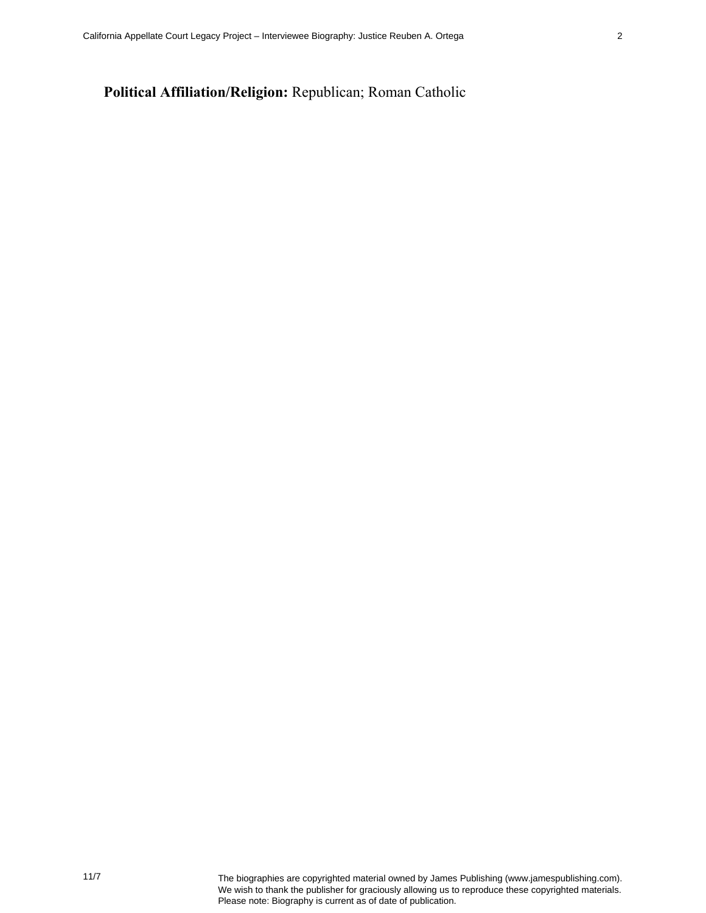**Political Affiliation/Religion:** Republican; Roman Catholic